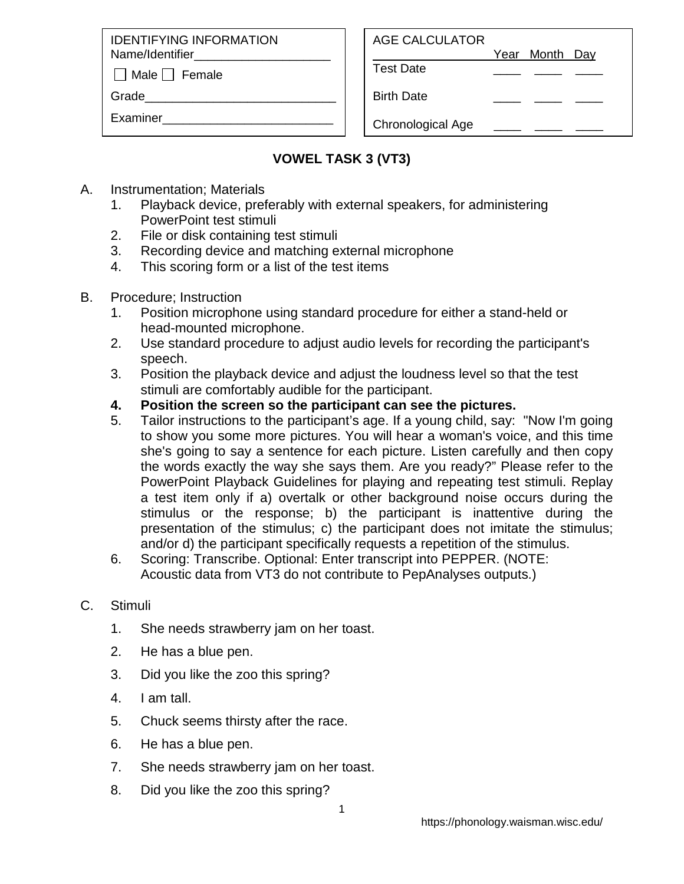| IDENTIFYING INFORMATION |
|---|
| Name/Identifier____________________ |
| ☐ Male ☐ Female |
| Grade____________________________ |
| Examiner_________________________ |

| AGE CALCULATOR | Year | Month | Day |
|---|---|---|---|
| Test Date | ____ | ____ | ____ |
| Birth Date | ____ | ____ | ____ |
| Chronological Age | ____ | ____ | ____ |

## VOWEL TASK 3 (VT3)

A. Instrumentation; Materials
   1. Playback device, preferably with external speakers, for administering PowerPoint test stimuli
   2. File or disk containing test stimuli
   3. Recording device and matching external microphone
   4. This scoring form or a list of the test items

B. Procedure; Instruction
   1. Position microphone using standard procedure for either a stand-held or head-mounted microphone.
   2. Use standard procedure to adjust audio levels for recording the participant's speech.
   3. Position the playback device and adjust the loudness level so that the test stimuli are comfortably audible for the participant.
   4. **Position the screen so the participant can see the pictures.**
   5. Tailor instructions to the participant's age. If a young child, say: "Now I'm going to show you some more pictures. You will hear a woman's voice, and this time she's going to say a sentence for each picture. Listen carefully and then copy the words exactly the way she says them. Are you ready?" Please refer to the PowerPoint Playback Guidelines for playing and repeating test stimuli. Replay a test item only if a) overtalk or other background noise occurs during the stimulus or the response; b) the participant is inattentive during the presentation of the stimulus; c) the participant does not imitate the stimulus; and/or d) the participant specifically requests a repetition of the stimulus.
   6. Scoring: Transcribe. Optional: Enter transcript into PEPPER. (NOTE: Acoustic data from VT3 do not contribute to PepAnalyses outputs.)

C. Stimuli
   1. She needs strawberry jam on her toast.
   2. He has a blue pen.
   3. Did you like the zoo this spring?
   4. I am tall.
   5. Chuck seems thirsty after the race.
   6. He has a blue pen.
   7. She needs strawberry jam on her toast.
   8. Did you like the zoo this spring?

https://phonology.waisman.wisc.edu/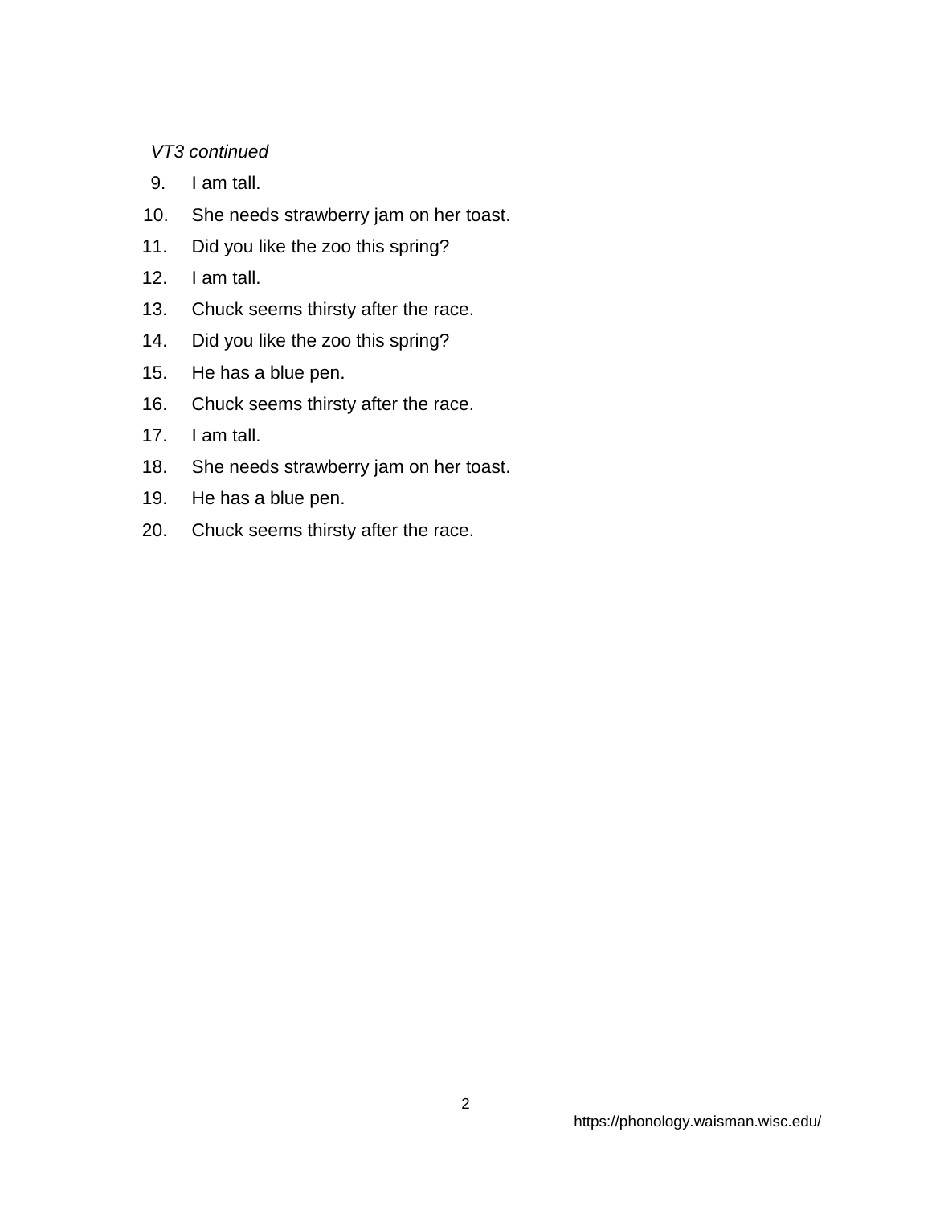*VT3 continued*

9. I am tall.
10. She needs strawberry jam on her toast.
11. Did you like the zoo this spring?
12. I am tall.
13. Chuck seems thirsty after the race.
14. Did you like the zoo this spring?
15. He has a blue pen.
16. Chuck seems thirsty after the race.
17. I am tall.
18. She needs strawberry jam on her toast.
19. He has a blue pen.
20. Chuck seems thirsty after the race.